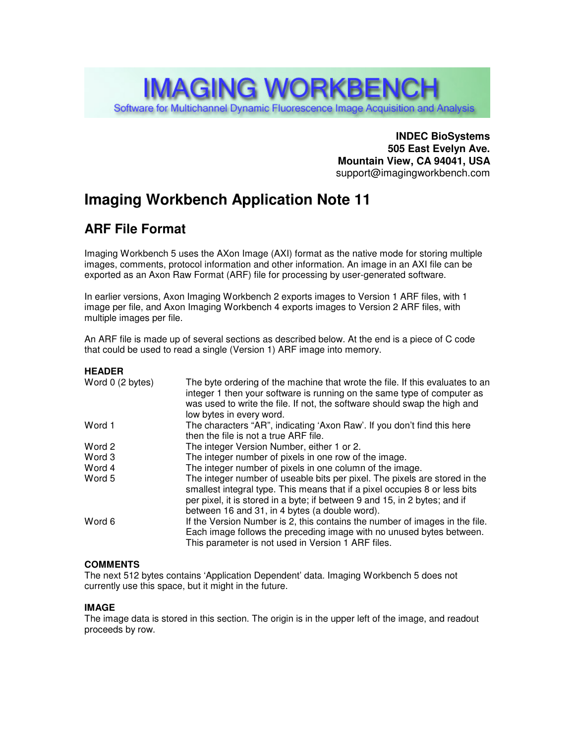# IMAGING WORKBENCH

Software for Multichannel Dynamic Fluorescence Image Acquisition and Analysis

**INDEC BioSystems**
**505 East Evelyn Ave.**
**Mountain View, CA 94041, USA**
support@imagingworkbench.com

# Imaging Workbench Application Note 11

## ARF File Format

Imaging Workbench 5 uses the AXon Image (AXI) format as the native mode for storing multiple images, comments, protocol information and other information. An image in an AXI file can be exported as an Axon Raw Format (ARF) file for processing by user-generated software.

In earlier versions, Axon Imaging Workbench 2 exports images to Version 1 ARF files, with 1 image per file, and Axon Imaging Workbench 4 exports images to Version 2 ARF files, with multiple images per file.

An ARF file is made up of several sections as described below. At the end is a piece of C code that could be used to read a single (Version 1) ARF image into memory.

### HEADER

| | |
|---|---|
| Word 0 (2 bytes) | The byte ordering of the machine that wrote the file. If this evaluates to an integer 1 then your software is running on the same type of computer as was used to write the file. If not, the software should swap the high and low bytes in every word. |
| Word 1 | The characters "AR", indicating 'Axon Raw'. If you don't find this here then the file is not a true ARF file. |
| Word 2 | The integer Version Number, either 1 or 2. |
| Word 3 | The integer number of pixels in one row of the image. |
| Word 4 | The integer number of pixels in one column of the image. |
| Word 5 | The integer number of useable bits per pixel. The pixels are stored in the smallest integral type. This means that if a pixel occupies 8 or less bits per pixel, it is stored in a byte; if between 9 and 15, in 2 bytes; and if between 16 and 31, in 4 bytes (a double word). |
| Word 6 | If the Version Number is 2, this contains the number of images in the file. Each image follows the preceding image with no unused bytes between. This parameter is not used in Version 1 ARF files. |

### COMMENTS

The next 512 bytes contains 'Application Dependent' data. Imaging Workbench 5 does not currently use this space, but it might in the future.

### IMAGE

The image data is stored in this section. The origin is in the upper left of the image, and readout proceeds by row.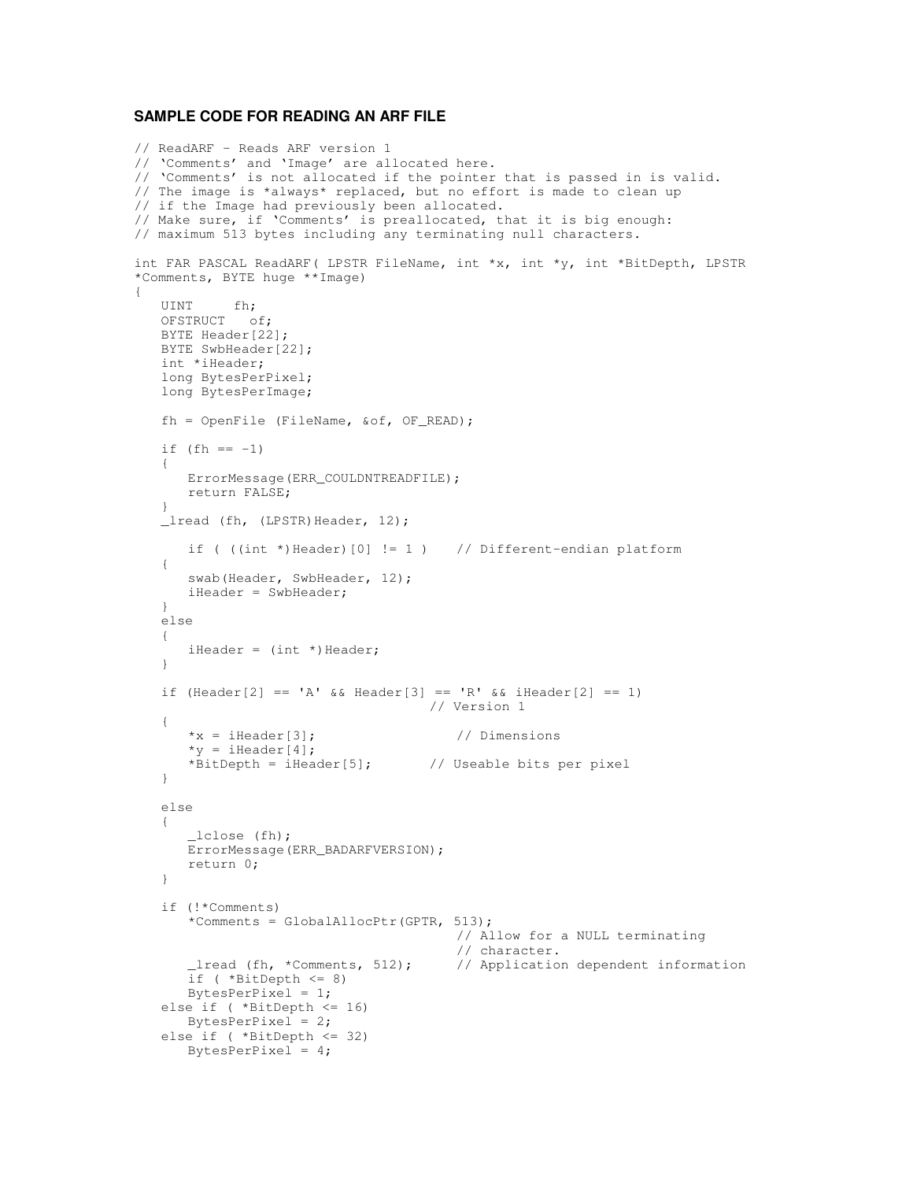**SAMPLE CODE FOR READING AN ARF FILE**

```
// ReadARF - Reads ARF version 1
// 'Comments' and 'Image' are allocated here.
// 'Comments' is not allocated if the pointer that is passed in is valid.
// The image is *always* replaced, but no effort is made to clean up
// if the Image had previously been allocated.
// Make sure, if 'Comments' is preallocated, that it is big enough:
// maximum 513 bytes including any terminating null characters.

int FAR PASCAL ReadARF( LPSTR FileName, int *x, int *y, int *BitDepth, LPSTR
*Comments, BYTE huge **Image)
{
   UINT     fh;
   OFSTRUCT   of;
   BYTE Header[22];
   BYTE SwbHeader[22];
   int *iHeader;
   long BytesPerPixel;
   long BytesPerImage;

   fh = OpenFile (FileName, &of, OF_READ);

   if (fh == -1)
   {
      ErrorMessage(ERR_COULDNTREADFILE);
      return FALSE;
   }
   _lread (fh, (LPSTR)Header, 12);

      if ( ((int *)Header)[0] != 1 )    // Different-endian platform
   {
      swab(Header, SwbHeader, 12);
      iHeader = SwbHeader;
   }
   else
   {
      iHeader = (int *)Header;
   }

   if (Header[2] == 'A' && Header[3] == 'R' && iHeader[2] == 1)
                                    // Version 1
   {
      *x = iHeader[3];                  // Dimensions
      *y = iHeader[4];
      *BitDepth = iHeader[5];       // Useable bits per pixel
   }

   else
   {
      _lclose (fh);
      ErrorMessage(ERR_BADARFVERSION);
      return 0;
   }

   if (!*Comments)
      *Comments = GlobalAllocPtr(GPTR, 513);
                                        // Allow for a NULL terminating
                                        // character.
      _lread (fh, *Comments, 512);      // Application dependent information
      if ( *BitDepth <= 8)
      BytesPerPixel = 1;
   else if ( *BitDepth <= 16)
      BytesPerPixel = 2;
   else if ( *BitDepth <= 32)
      BytesPerPixel = 4;
```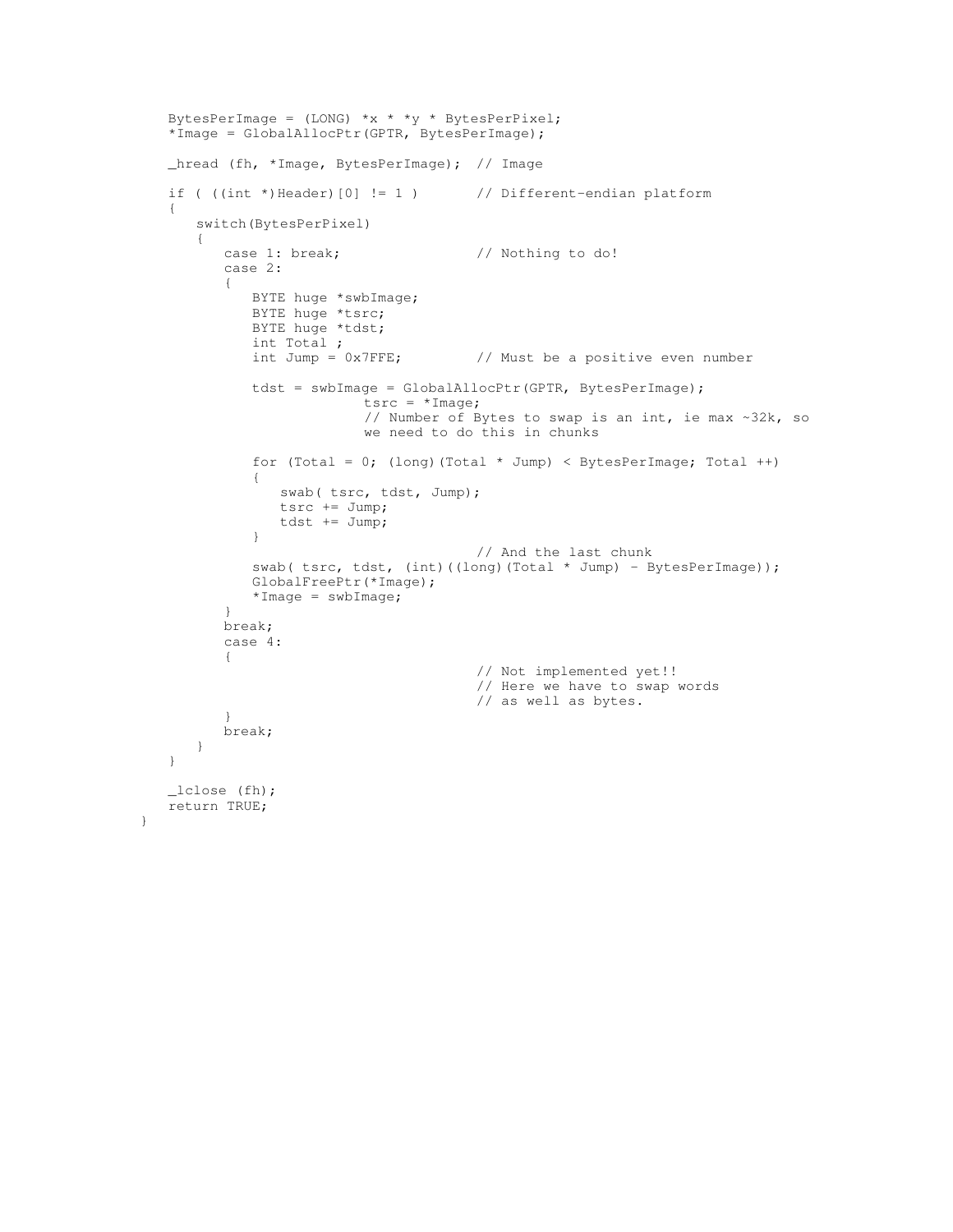```
    BytesPerImage = (LONG) *x * *y * BytesPerPixel;
    *Image = GlobalAllocPtr(GPTR, BytesPerImage);

    _hread (fh, *Image, BytesPerImage);  // Image

    if ( ((int *)Header)[0] != 1 )       // Different-endian platform
    {
       switch(BytesPerPixel)
       {
          case 1: break;                 // Nothing to do!
          case 2:
          {
             BYTE huge *swbImage;
             BYTE huge *tsrc;
             BYTE huge *tdst;
             int Total ;
             int Jump = 0x7FFE;          // Must be a positive even number

             tdst = swbImage = GlobalAllocPtr(GPTR, BytesPerImage);
                         tsrc = *Image;
                         // Number of Bytes to swap is an int, ie max ~32k, so
                         we need to do this in chunks

             for (Total = 0; (long)(Total * Jump) < BytesPerImage; Total ++)
             {
                swab( tsrc, tdst, Jump);
                tsrc += Jump;
                tdst += Jump;
             }
                                         // And the last chunk
             swab( tsrc, tdst, (int)((long)(Total * Jump) - BytesPerImage));
             GlobalFreePtr(*Image);
             *Image = swbImage;
          }
          break;
          case 4:
          {
                                         // Not implemented yet!!
                                         // Here we have to swap words
                                         // as well as bytes.
          }
          break;
       }
    }

    _lclose (fh);
    return TRUE;
}
```